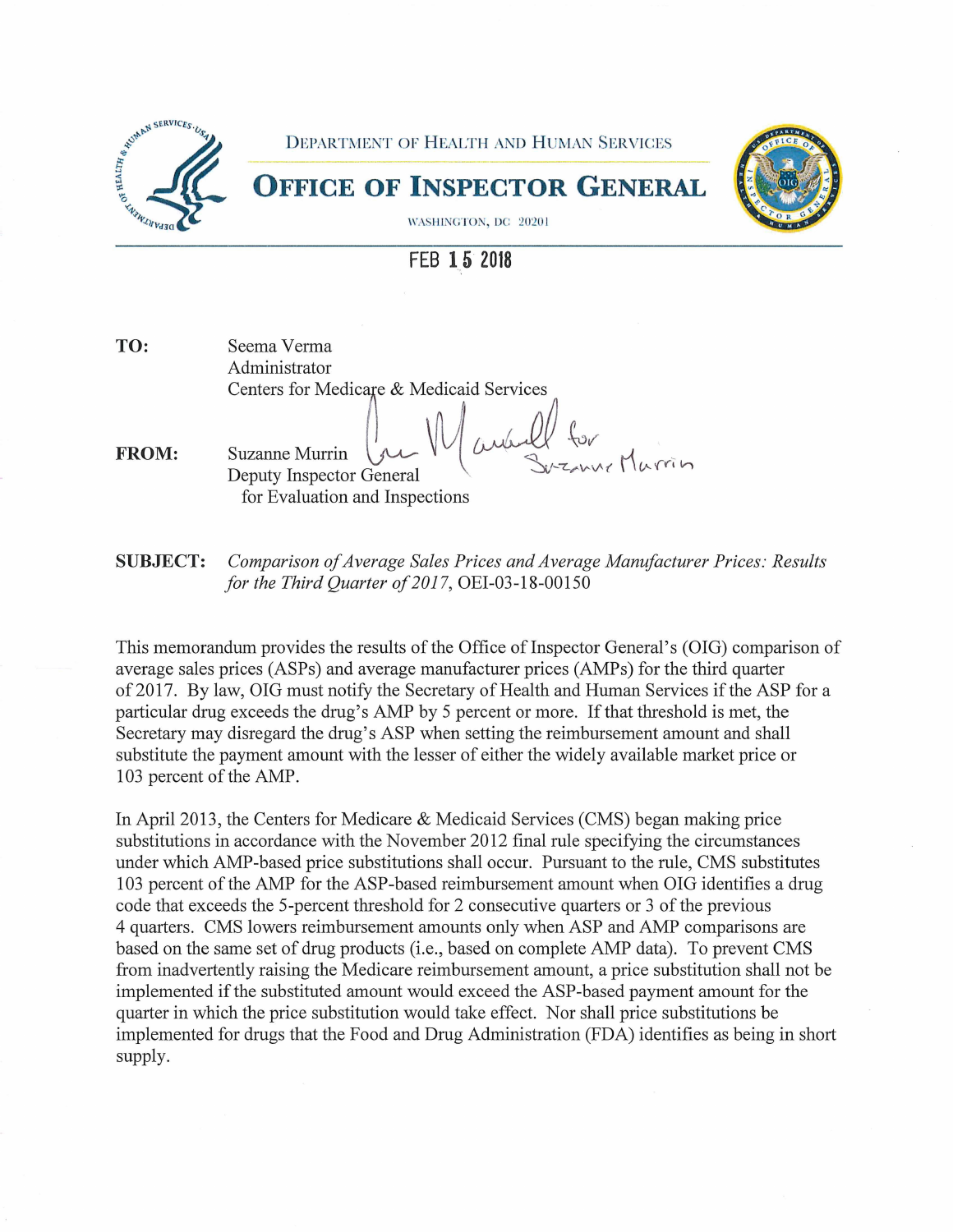DEPARTMENT OF HEALTH AND HUMAN SERVICES

# OFFICE OF INSPECTOR GENERAL

WASHINGTON, DC 20201

FEB 15 2018

**TO:** Seema Verma
Administrator
Centers for Medicare & Medicaid Services

**FROM:** Suzanne Murrin
Deputy Inspector General
for Evaluation and Inspections

**SUBJECT:** *Comparison of Average Sales Prices and Average Manufacturer Prices: Results for the Third Quarter of 2017*, OEI-03-18-00150

This memorandum provides the results of the Office of Inspector General's (OIG) comparison of average sales prices (ASPs) and average manufacturer prices (AMPs) for the third quarter of 2017. By law, OIG must notify the Secretary of Health and Human Services if the ASP for a particular drug exceeds the drug's AMP by 5 percent or more. If that threshold is met, the Secretary may disregard the drug's ASP when setting the reimbursement amount and shall substitute the payment amount with the lesser of either the widely available market price or 103 percent of the AMP.

In April 2013, the Centers for Medicare & Medicaid Services (CMS) began making price substitutions in accordance with the November 2012 final rule specifying the circumstances under which AMP-based price substitutions shall occur. Pursuant to the rule, CMS substitutes 103 percent of the AMP for the ASP-based reimbursement amount when OIG identifies a drug code that exceeds the 5-percent threshold for 2 consecutive quarters or 3 of the previous 4 quarters. CMS lowers reimbursement amounts only when ASP and AMP comparisons are based on the same set of drug products (i.e., based on complete AMP data). To prevent CMS from inadvertently raising the Medicare reimbursement amount, a price substitution shall not be implemented if the substituted amount would exceed the ASP-based payment amount for the quarter in which the price substitution would take effect. Nor shall price substitutions be implemented for drugs that the Food and Drug Administration (FDA) identifies as being in short supply.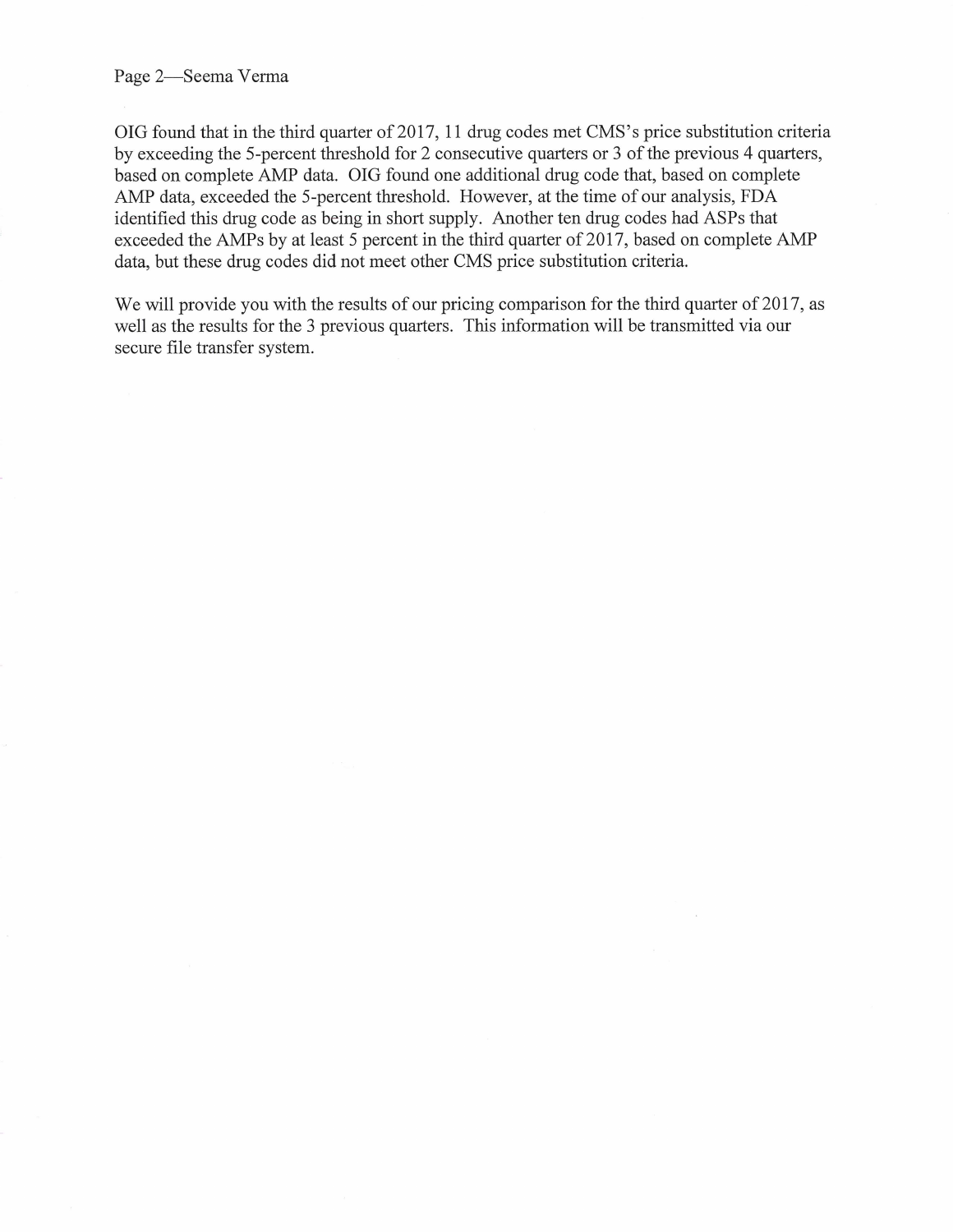OIG found that in the third quarter of 2017, 11 drug codes met CMS's price substitution criteria by exceeding the 5-percent threshold for 2 consecutive quarters or 3 of the previous 4 quarters, based on complete AMP data. OIG found one additional drug code that, based on complete AMP data, exceeded the 5-percent threshold. However, at the time of our analysis, FDA identified this drug code as being in short supply. Another ten drug codes had ASPs that exceeded the AMPs by at least 5 percent in the third quarter of 2017, based on complete AMP data, but these drug codes did not meet other CMS price substitution criteria.

We will provide you with the results of our pricing comparison for the third quarter of 2017, as well as the results for the 3 previous quarters. This information will be transmitted via our secure file transfer system.